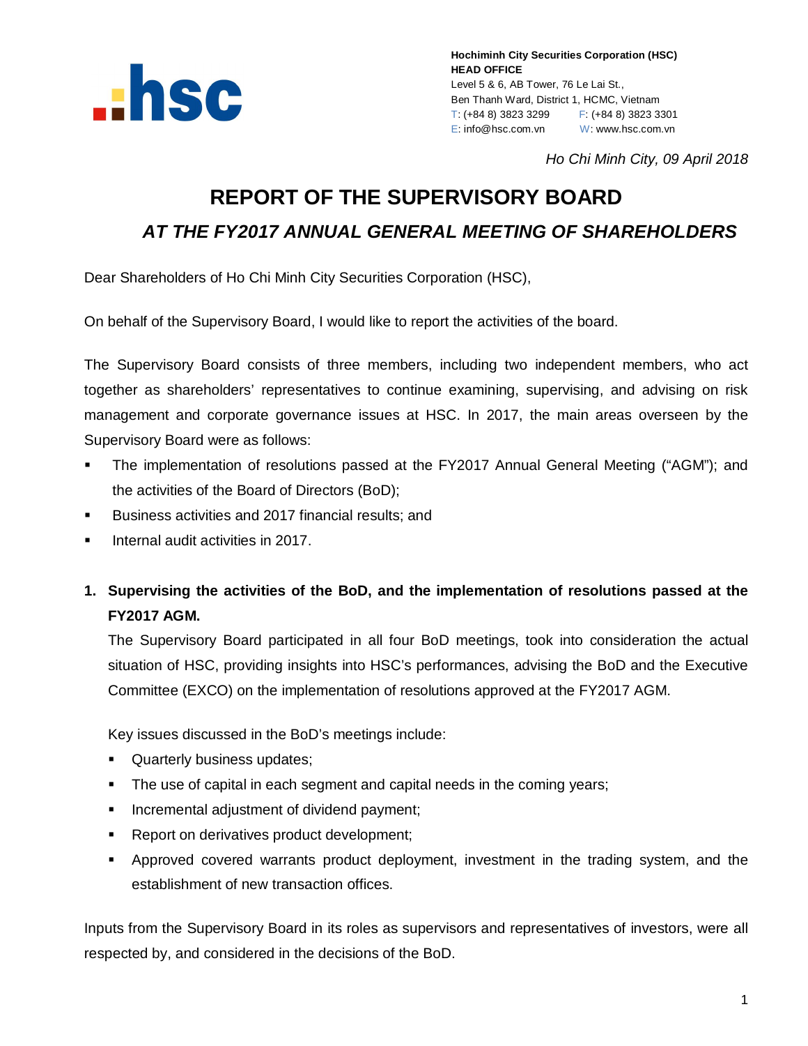**Hochiminh City Securities Corporation (HSC)**
**HEAD OFFICE**
Level 5 & 6, AB Tower, 76 Le Lai St.,
Ben Thanh Ward, District 1, HCMC, Vietnam
T: (+84 8) 3823 3299 F: (+84 8) 3823 3301
E: info@hsc.com.vn W: www.hsc.com.vn

*Ho Chi Minh City, 09 April 2018*

# REPORT OF THE SUPERVISORY BOARD

## *AT THE FY2017 ANNUAL GENERAL MEETING OF SHAREHOLDERS*

Dear Shareholders of Ho Chi Minh City Securities Corporation (HSC),

On behalf of the Supervisory Board, I would like to report the activities of the board.

The Supervisory Board consists of three members, including two independent members, who act together as shareholders' representatives to continue examining, supervising, and advising on risk management and corporate governance issues at HSC. In 2017, the main areas overseen by the Supervisory Board were as follows:

- The implementation of resolutions passed at the FY2017 Annual General Meeting ("AGM"); and the activities of the Board of Directors (BoD);
- Business activities and 2017 financial results; and
- Internal audit activities in 2017.

1. **Supervising the activities of the BoD, and the implementation of resolutions passed at the FY2017 AGM.**

   The Supervisory Board participated in all four BoD meetings, took into consideration the actual situation of HSC, providing insights into HSC's performances, advising the BoD and the Executive Committee (EXCO) on the implementation of resolutions approved at the FY2017 AGM.

   Key issues discussed in the BoD's meetings include:

   - Quarterly business updates;
   - The use of capital in each segment and capital needs in the coming years;
   - Incremental adjustment of dividend payment;
   - Report on derivatives product development;
   - Approved covered warrants product deployment, investment in the trading system, and the establishment of new transaction offices.

Inputs from the Supervisory Board in its roles as supervisors and representatives of investors, were all respected by, and considered in the decisions of the BoD.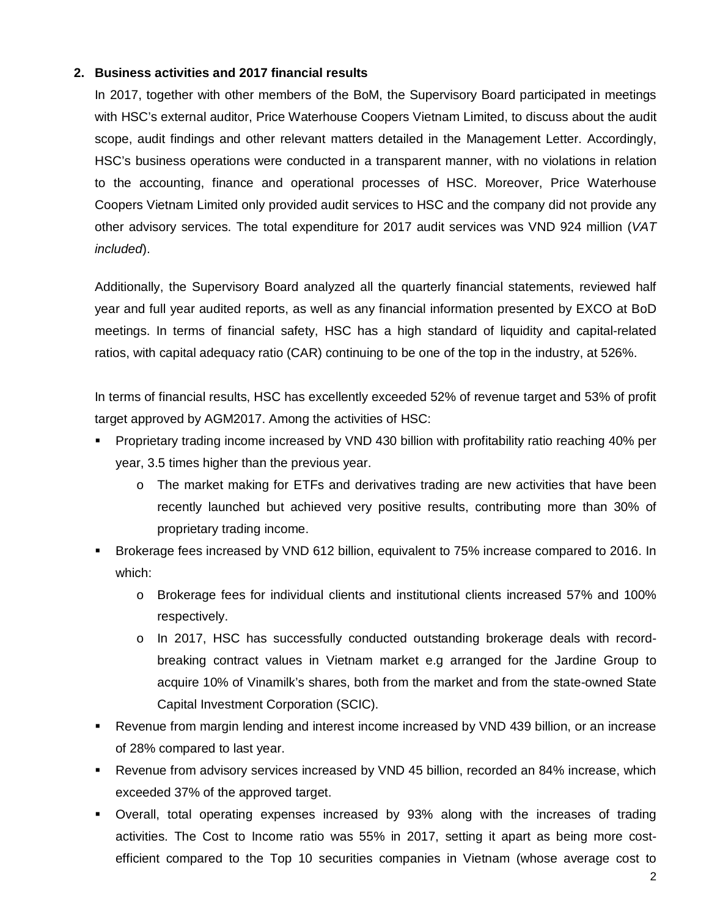## 2. Business activities and 2017 financial results

In 2017, together with other members of the BoM, the Supervisory Board participated in meetings with HSC's external auditor, Price Waterhouse Coopers Vietnam Limited, to discuss about the audit scope, audit findings and other relevant matters detailed in the Management Letter. Accordingly, HSC's business operations were conducted in a transparent manner, with no violations in relation to the accounting, finance and operational processes of HSC. Moreover, Price Waterhouse Coopers Vietnam Limited only provided audit services to HSC and the company did not provide any other advisory services. The total expenditure for 2017 audit services was VND 924 million (*VAT included*).

Additionally, the Supervisory Board analyzed all the quarterly financial statements, reviewed half year and full year audited reports, as well as any financial information presented by EXCO at BoD meetings. In terms of financial safety, HSC has a high standard of liquidity and capital-related ratios, with capital adequacy ratio (CAR) continuing to be one of the top in the industry, at 526%.

In terms of financial results, HSC has excellently exceeded 52% of revenue target and 53% of profit target approved by AGM2017. Among the activities of HSC:

- Proprietary trading income increased by VND 430 billion with profitability ratio reaching 40% per year, 3.5 times higher than the previous year.
  - The market making for ETFs and derivatives trading are new activities that have been recently launched but achieved very positive results, contributing more than 30% of proprietary trading income.
- Brokerage fees increased by VND 612 billion, equivalent to 75% increase compared to 2016. In which:
  - Brokerage fees for individual clients and institutional clients increased 57% and 100% respectively.
  - In 2017, HSC has successfully conducted outstanding brokerage deals with record-breaking contract values in Vietnam market e.g arranged for the Jardine Group to acquire 10% of Vinamilk's shares, both from the market and from the state-owned State Capital Investment Corporation (SCIC).
- Revenue from margin lending and interest income increased by VND 439 billion, or an increase of 28% compared to last year.
- Revenue from advisory services increased by VND 45 billion, recorded an 84% increase, which exceeded 37% of the approved target.
- Overall, total operating expenses increased by 93% along with the increases of trading activities. The Cost to Income ratio was 55% in 2017, setting it apart as being more cost-efficient compared to the Top 10 securities companies in Vietnam (whose average cost to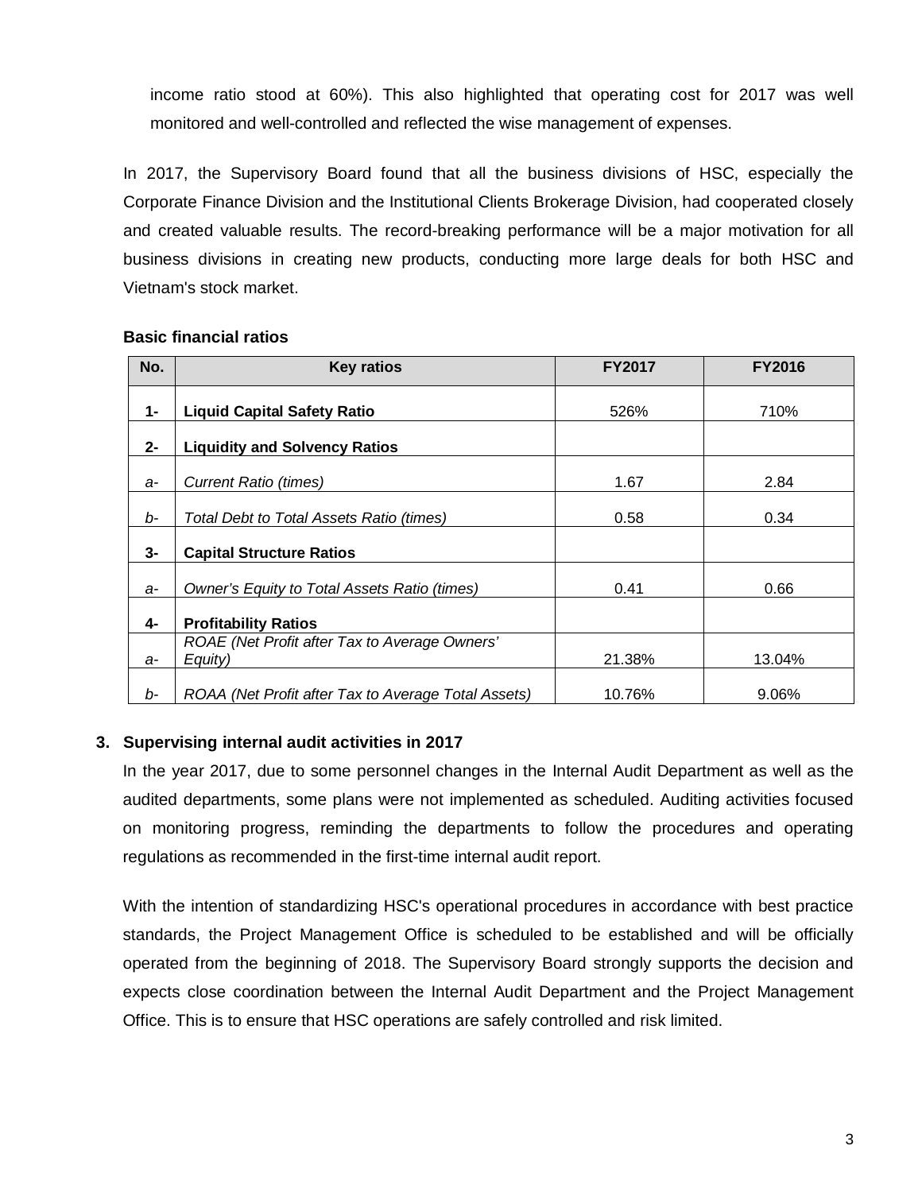income ratio stood at 60%). This also highlighted that operating cost for 2017 was well monitored and well-controlled and reflected the wise management of expenses.

In 2017, the Supervisory Board found that all the business divisions of HSC, especially the Corporate Finance Division and the Institutional Clients Brokerage Division, had cooperated closely and created valuable results. The record-breaking performance will be a major motivation for all business divisions in creating new products, conducting more large deals for both HSC and Vietnam's stock market.

**Basic financial ratios**

| No. | Key ratios | FY2017 | FY2016 |
|---|---|---|---|
| **1-** | **Liquid Capital Safety Ratio** | 526% | 710% |
| **2-** | **Liquidity and Solvency Ratios** | | |
| *a-* | *Current Ratio (times)* | 1.67 | 2.84 |
| *b-* | *Total Debt to Total Assets Ratio (times)* | 0.58 | 0.34 |
| **3-** | **Capital Structure Ratios** | | |
| *a-* | *Owner's Equity to Total Assets Ratio (times)* | 0.41 | 0.66 |
| **4-** | **Profitability Ratios** | | |
| *a-* | *ROAE (Net Profit after Tax to Average Owners' Equity)* | 21.38% | 13.04% |
| *b-* | *ROAA (Net Profit after Tax to Average Total Assets)* | 10.76% | 9.06% |

### 3. Supervising internal audit activities in 2017

In the year 2017, due to some personnel changes in the Internal Audit Department as well as the audited departments, some plans were not implemented as scheduled. Auditing activities focused on monitoring progress, reminding the departments to follow the procedures and operating regulations as recommended in the first-time internal audit report.

With the intention of standardizing HSC's operational procedures in accordance with best practice standards, the Project Management Office is scheduled to be established and will be officially operated from the beginning of 2018. The Supervisory Board strongly supports the decision and expects close coordination between the Internal Audit Department and the Project Management Office. This is to ensure that HSC operations are safely controlled and risk limited.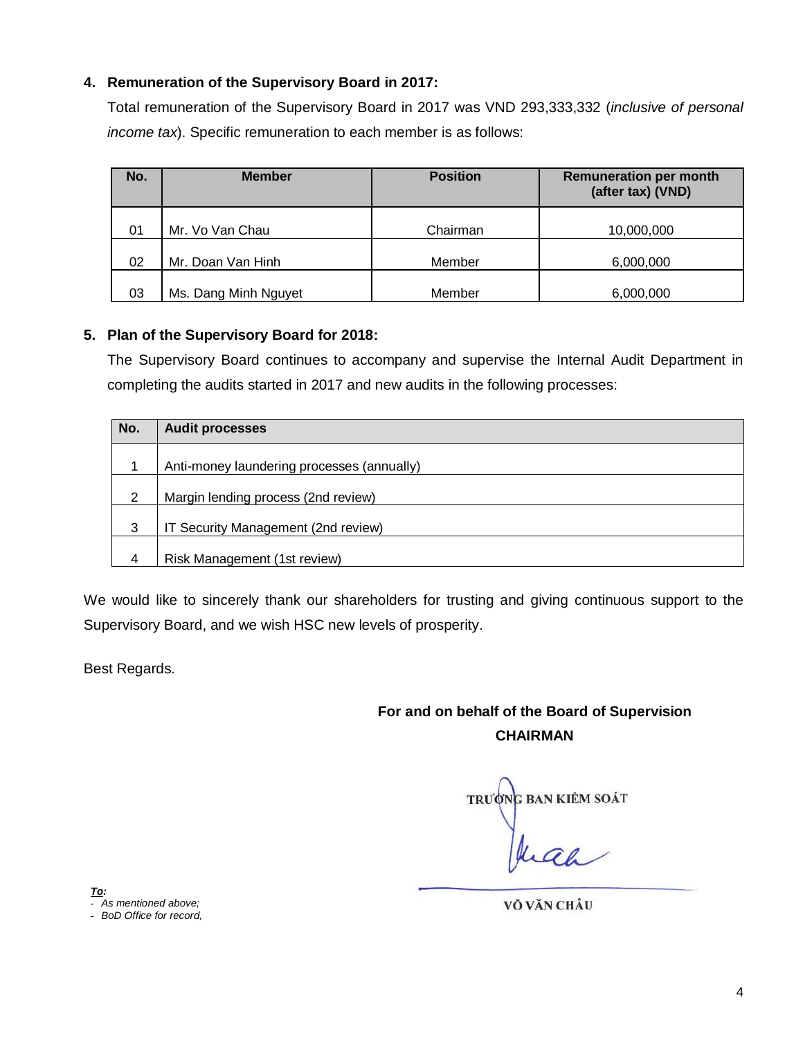**4. Remuneration of the Supervisory Board in 2017:**

Total remuneration of the Supervisory Board in 2017 was VND 293,333,332 (*inclusive of personal income tax*). Specific remuneration to each member is as follows:

| No. | Member | Position | Remuneration per month (after tax) (VND) |
|---|---|---|---|
| 01 | Mr. Vo Van Chau | Chairman | 10,000,000 |
| 02 | Mr. Doan Van Hinh | Member | 6,000,000 |
| 03 | Ms. Dang Minh Nguyet | Member | 6,000,000 |

**5. Plan of the Supervisory Board for 2018:**

The Supervisory Board continues to accompany and supervise the Internal Audit Department in completing the audits started in 2017 and new audits in the following processes:

| No. | Audit processes |
|---|---|
| 1 | Anti-money laundering processes (annually) |
| 2 | Margin lending process (2nd review) |
| 3 | IT Security Management (2nd review) |
| 4 | Risk Management (1st review) |

We would like to sincerely thank our shareholders for trusting and giving continuous support to the Supervisory Board, and we wish HSC new levels of prosperity.

Best Regards.

**For and on behalf of the Board of Supervision**
**CHAIRMAN**

TRƯỞNG BAN KIỂM SOÁT

VÕ VĂN CHÂU

***To:***
- *As mentioned above;*
- *BoD Office for record,*